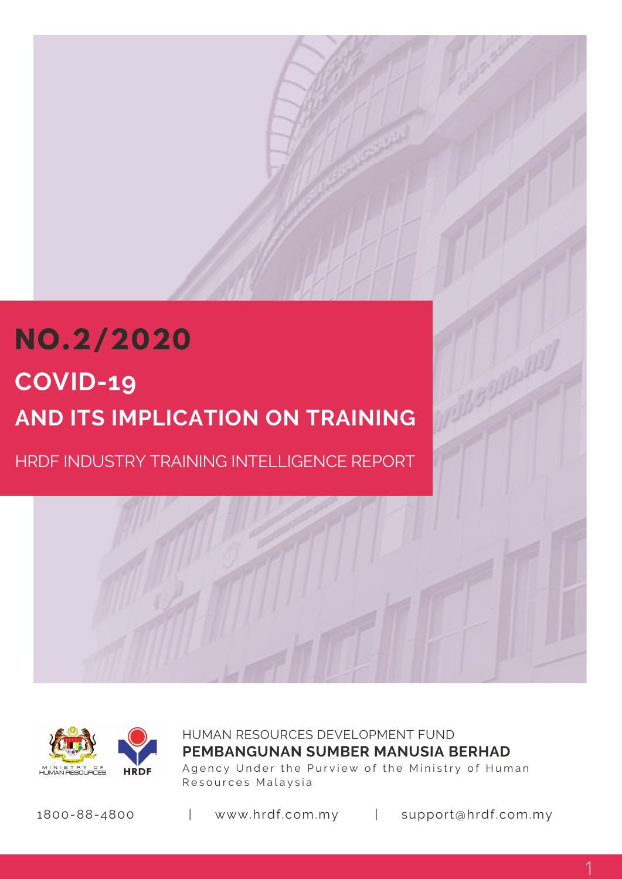# NO.2/2020

## COVID-19

## AND ITS IMPLICATION ON TRAINING

HRDF INDUSTRY TRAINING INTELLIGENCE REPORT

MINISTRY OF HUMAN RESOURCES

HRDF

HUMAN RESOURCES DEVELOPMENT FUND

**PEMBANGUNAN SUMBER MANUSIA BERHAD**

Agency Under the Purview of the Ministry of Human Resources Malaysia

1800-88-4800 | www.hrdf.com.my | support@hrdf.com.my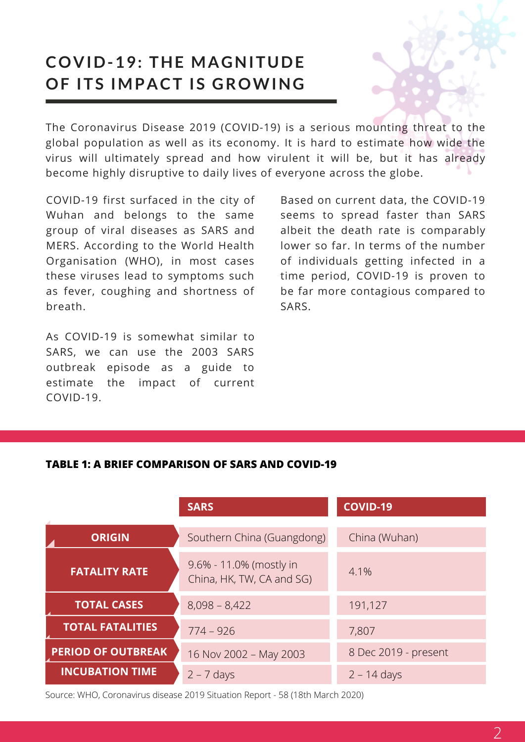# COVID-19: THE MAGNITUDE OF ITS IMPACT IS GROWING

The Coronavirus Disease 2019 (COVID-19) is a serious mounting threat to the global population as well as its economy. It is hard to estimate how wide the virus will ultimately spread and how virulent it will be, but it has already become highly disruptive to daily lives of everyone across the globe.

COVID-19 first surfaced in the city of Wuhan and belongs to the same group of viral diseases as SARS and MERS. According to the World Health Organisation (WHO), in most cases these viruses lead to symptoms such as fever, coughing and shortness of breath.

As COVID-19 is somewhat similar to SARS, we can use the 2003 SARS outbreak episode as a guide to estimate the impact of current COVID-19.

Based on current data, the COVID-19 seems to spread faster than SARS albeit the death rate is comparably lower so far. In terms of the number of individuals getting infected in a time period, COVID-19 is proven to be far more contagious compared to SARS.

**TABLE 1: A BRIEF COMPARISON OF SARS AND COVID-19**

| | SARS | COVID-19 |
|---|---|---|
| **ORIGIN** | Southern China (Guangdong) | China (Wuhan) |
| **FATALITY RATE** | 9.6% - 11.0% (mostly in China, HK, TW, CA and SG) | 4.1% |
| **TOTAL CASES** | 8,098 – 8,422 | 191,127 |
| **TOTAL FATALITIES** | 774 – 926 | 7,807 |
| **PERIOD OF OUTBREAK** | 16 Nov 2002 – May 2003 | 8 Dec 2019 - present |
| **INCUBATION TIME** | 2 – 7 days | 2 – 14 days |

Source: WHO, Coronavirus disease 2019 Situation Report - 58 (18th March 2020)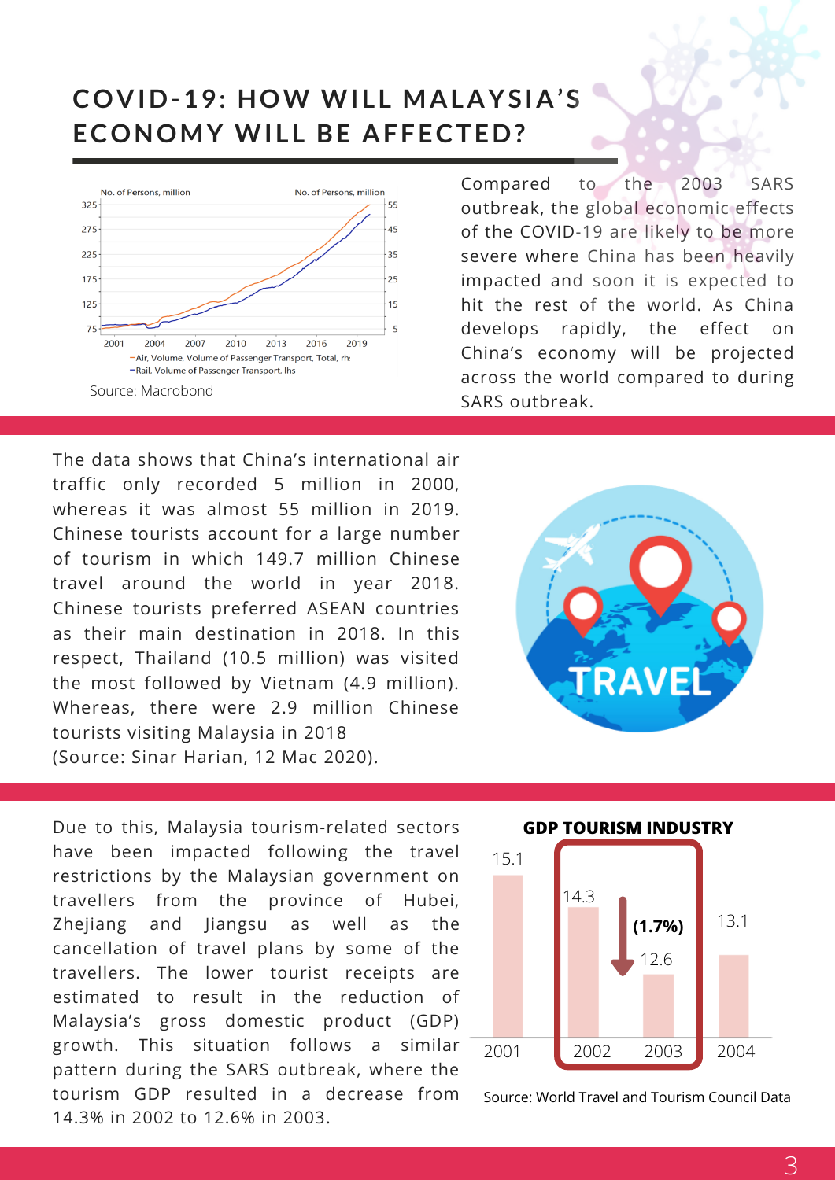# COVID-19: HOW WILL MALAYSIA'S ECONOMY WILL BE AFFECTED?

Source: Macrobond

Compared to the 2003 SARS outbreak, the global economic effects of the COVID-19 are likely to be more severe where China has been heavily impacted and soon it is expected to hit the rest of the world. As China develops rapidly, the effect on China's economy will be projected across the world compared to during SARS outbreak.

The data shows that China's international air traffic only recorded 5 million in 2000, whereas it was almost 55 million in 2019. Chinese tourists account for a large number of tourism in which 149.7 million Chinese travel around the world in year 2018. Chinese tourists preferred ASEAN countries as their main destination in 2018. In this respect, Thailand (10.5 million) was visited the most followed by Vietnam (4.9 million). Whereas, there were 2.9 million Chinese tourists visiting Malaysia in 2018 (Source: Sinar Harian, 12 Mac 2020).

Due to this, Malaysia tourism-related sectors have been impacted following the travel restrictions by the Malaysian government on travellers from the province of Hubei, Zhejiang and Jiangsu as well as the cancellation of travel plans by some of the travellers. The lower tourist receipts are estimated to result in the reduction of Malaysia's gross domestic product (GDP) growth. This situation follows a similar pattern during the SARS outbreak, where the tourism GDP resulted in a decrease from 14.3% in 2002 to 12.6% in 2003.

**GDP TOURISM INDUSTRY**

| Year | 2001 | 2002 | 2003 | 2004 |
|---|---|---|---|---|
| GDP Tourism Industry | 15.1 | 14.3 | 12.6 | 13.1 |

**(1.7%)** decrease from 2002 to 2003

Source: World Travel and Tourism Council Data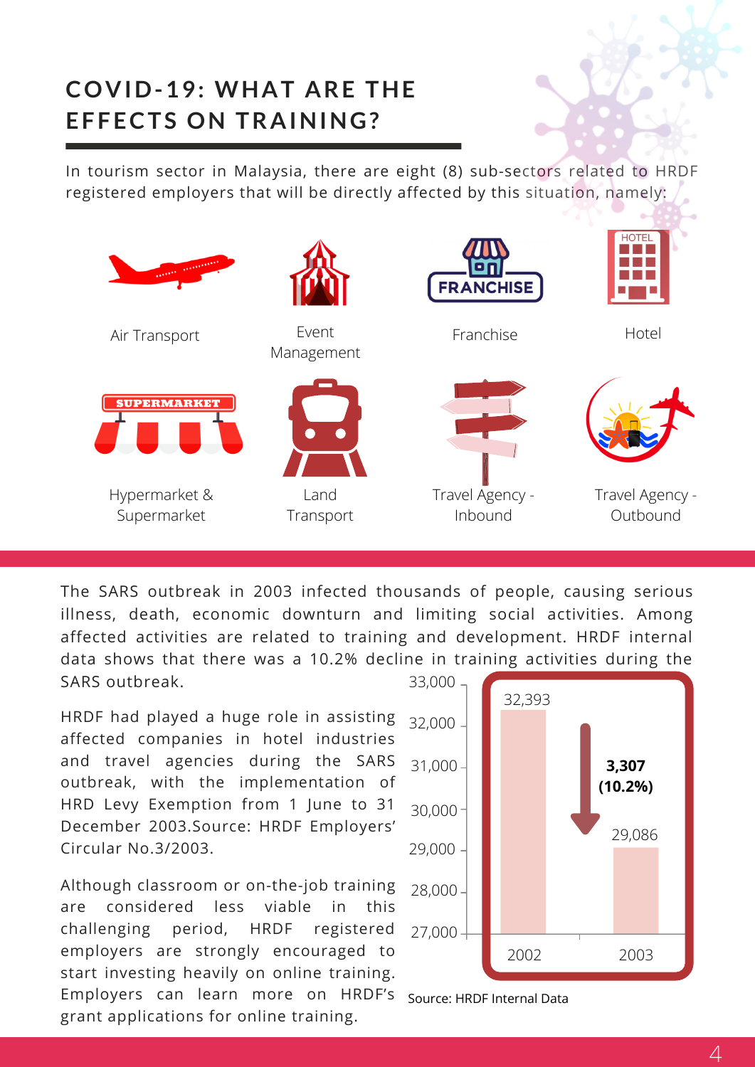# COVID-19: WHAT ARE THE EFFECTS ON TRAINING?

In tourism sector in Malaysia, there are eight (8) sub-sectors related to HRDF registered employers that will be directly affected by this situation, namely:

- Air Transport
- Event Management
- Franchise
- Hotel
- Hypermarket & Supermarket
- Land Transport
- Travel Agency - Inbound
- Travel Agency - Outbound

The SARS outbreak in 2003 infected thousands of people, causing serious illness, death, economic downturn and limiting social activities. Among affected activities are related to training and development. HRDF internal data shows that there was a 10.2% decline in training activities during the SARS outbreak.

HRDF had played a huge role in assisting affected companies in hotel industries and travel agencies during the SARS outbreak, with the implementation of HRD Levy Exemption from 1 June to 31 December 2003.Source: HRDF Employers' Circular No.3/2003.

Although classroom or on-the-job training are considered less viable in this challenging period, HRDF registered employers are strongly encouraged to start investing heavily on online training. Employers can learn more on HRDF's grant applications for online training.

| Year | Value |
|---|---|
| 2002 | 32,393 |
| 2003 | 29,086 |

Decline: **3,307 (10.2%)**

Source: HRDF Internal Data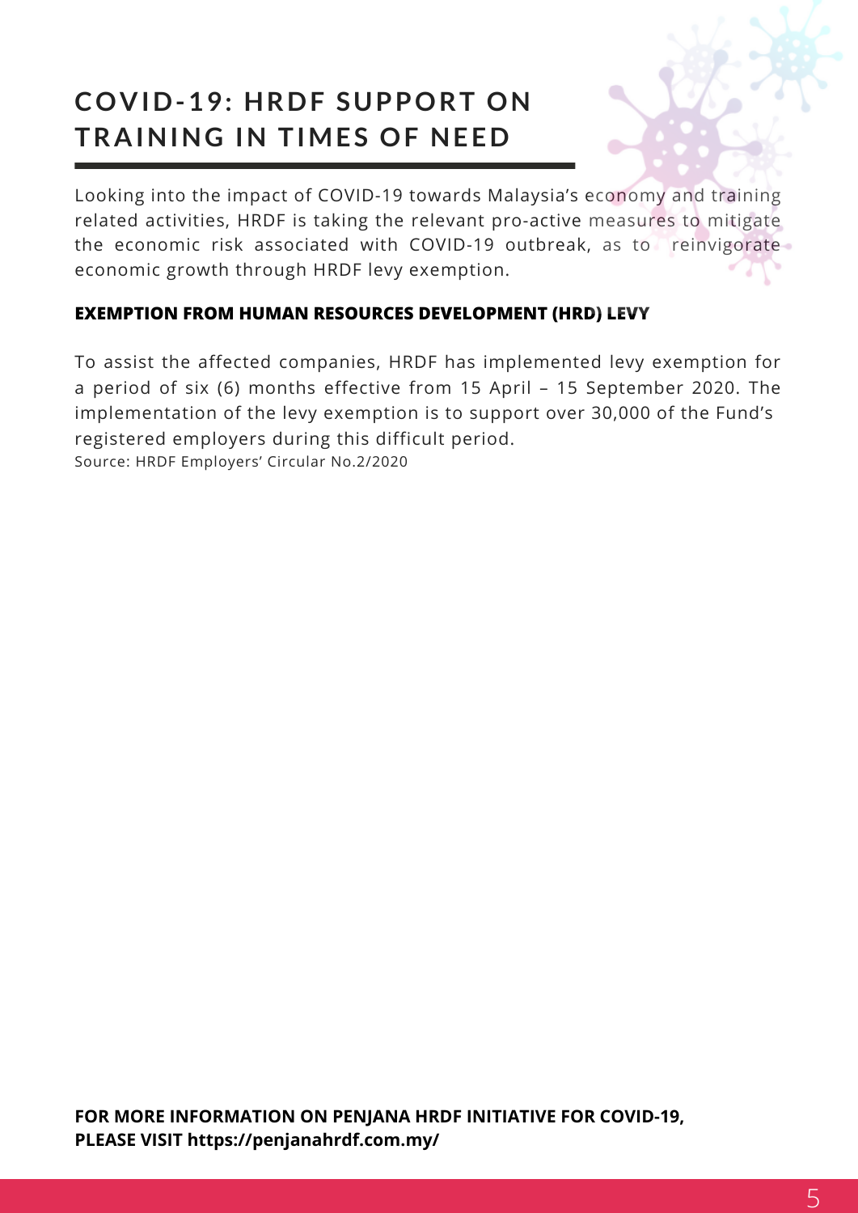# COVID-19: HRDF SUPPORT ON TRAINING IN TIMES OF NEED

Looking into the impact of COVID-19 towards Malaysia's economy and training related activities, HRDF is taking the relevant pro-active measures to mitigate the economic risk associated with COVID-19 outbreak, as to reinvigorate economic growth through HRDF levy exemption.

**EXEMPTION FROM HUMAN RESOURCES DEVELOPMENT (HRD) LEVY**

To assist the affected companies, HRDF has implemented levy exemption for a period of six (6) months effective from 15 April – 15 September 2020. The implementation of the levy exemption is to support over 30,000 of the Fund's registered employers during this difficult period.

Source: HRDF Employers' Circular No.2/2020

**FOR MORE INFORMATION ON PENJANA HRDF INITIATIVE FOR COVID-19, PLEASE VISIT https://penjanahrdf.com.my/**